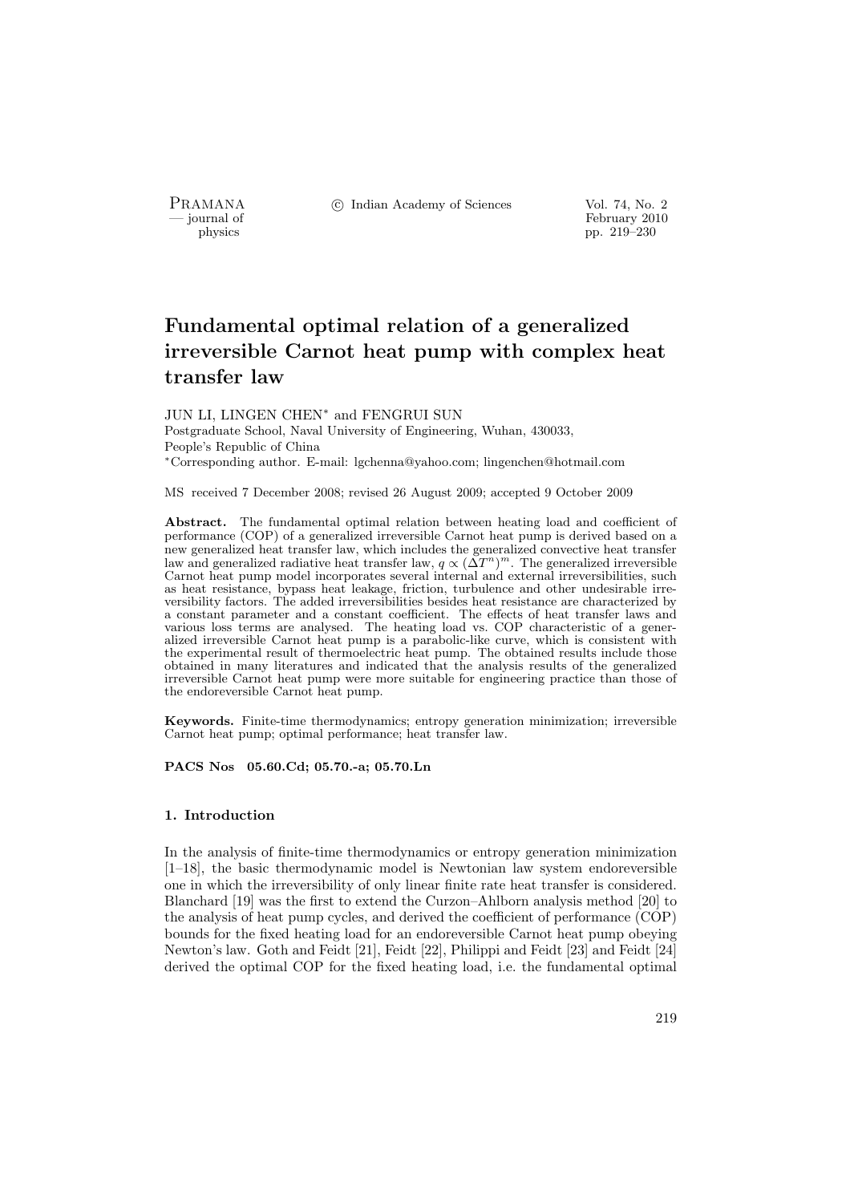# Fundamental optimal relation of a generalized irreversible Carnot heat pump with complex heat transfer law

JUN LI, LINGEN CHEN* and FENGRUI SUN

Postgraduate School, Naval University of Engineering, Wuhan, 430033, People's Republic of China

*Corresponding author. E-mail: lgchenna@yahoo.com; lingenchen@hotmail.com

MS received 7 December 2008; revised 26 August 2009; accepted 9 October 2009

**Abstract.** The fundamental optimal relation between heating load and coefficient of performance (COP) of a generalized irreversible Carnot heat pump is derived based on a new generalized heat transfer law, which includes the generalized convective heat transfer law and generalized radiative heat transfer law, $q \propto (\Delta T^n)^m$. The generalized irreversible Carnot heat pump model incorporates several internal and external irreversibilities, such as heat resistance, bypass heat leakage, friction, turbulence and other undesirable irreversibility factors. The added irreversibilities besides heat resistance are characterized by a constant parameter and a constant coefficient. The effects of heat transfer laws and various loss terms are analysed. The heating load vs. COP characteristic of a generalized irreversible Carnot heat pump is a parabolic-like curve, which is consistent with the experimental result of thermoelectric heat pump. The obtained results include those obtained in many literatures and indicated that the analysis results of the generalized irreversible Carnot heat pump were more suitable for engineering practice than those of the endoreversible Carnot heat pump.

**Keywords.** Finite-time thermodynamics; entropy generation minimization; irreversible Carnot heat pump; optimal performance; heat transfer law.

**PACS Nos 05.60.Cd; 05.70.-a; 05.70.Ln**

## 1. Introduction

In the analysis of finite-time thermodynamics or entropy generation minimization [1–18], the basic thermodynamic model is Newtonian law system endoreversible one in which the irreversibility of only linear finite rate heat transfer is considered. Blanchard [19] was the first to extend the Curzon–Ahlborn analysis method [20] to the analysis of heat pump cycles, and derived the coefficient of performance (COP) bounds for the fixed heating load for an endoreversible Carnot heat pump obeying Newton's law. Goth and Feidt [21], Feidt [22], Philippi and Feidt [23] and Feidt [24] derived the optimal COP for the fixed heating load, i.e. the fundamental optimal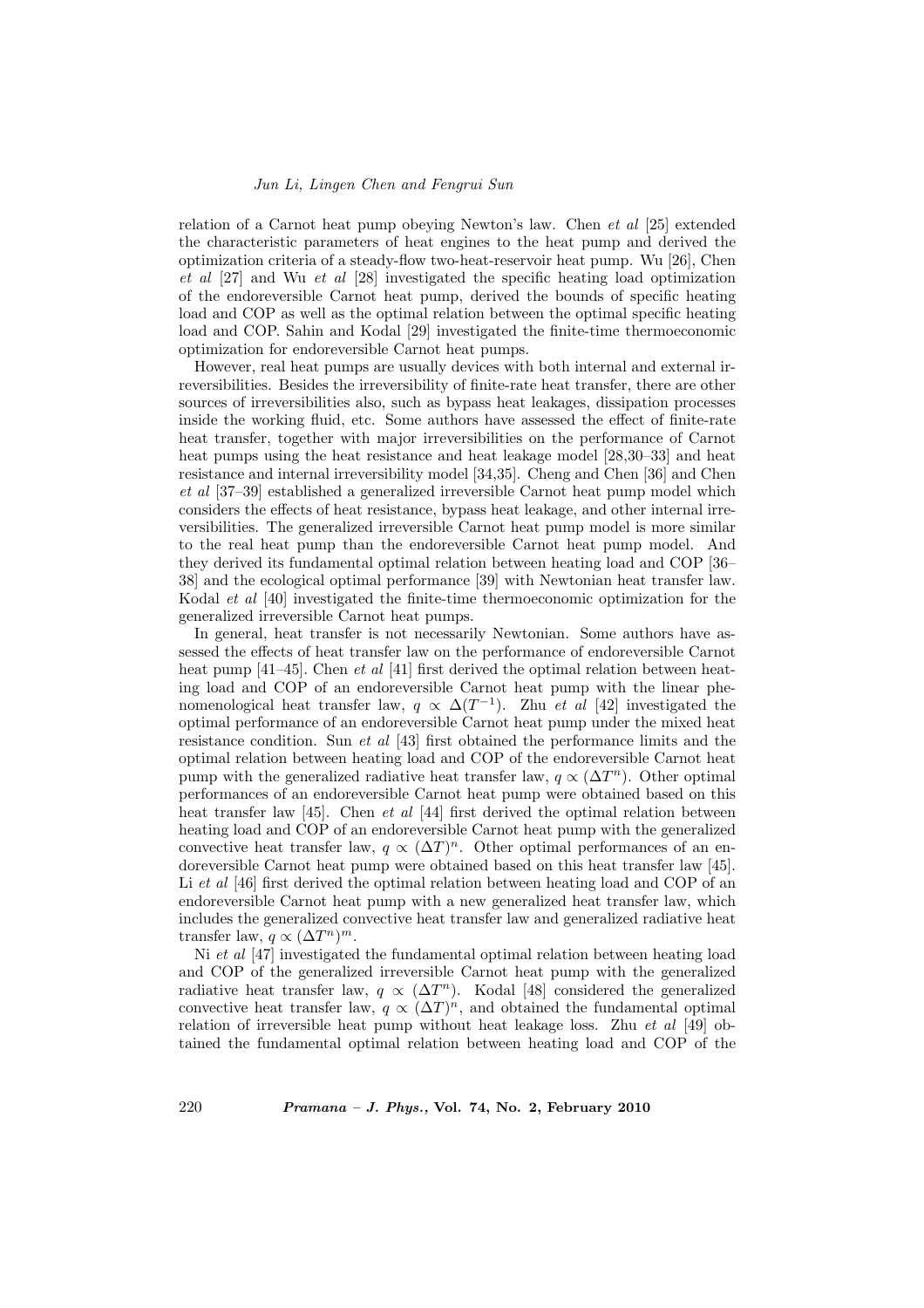relation of a Carnot heat pump obeying Newton's law. Chen *et al* [25] extended the characteristic parameters of heat engines to the heat pump and derived the optimization criteria of a steady-flow two-heat-reservoir heat pump. Wu [26], Chen *et al* [27] and Wu *et al* [28] investigated the specific heating load optimization of the endoreversible Carnot heat pump, derived the bounds of specific heating load and COP as well as the optimal relation between the optimal specific heating load and COP. Sahin and Kodal [29] investigated the finite-time thermoeconomic optimization for endoreversible Carnot heat pumps.

However, real heat pumps are usually devices with both internal and external irreversibilities. Besides the irreversibility of finite-rate heat transfer, there are other sources of irreversibilities also, such as bypass heat leakages, dissipation processes inside the working fluid, etc. Some authors have assessed the effect of finite-rate heat transfer, together with major irreversibilities on the performance of Carnot heat pumps using the heat resistance and heat leakage model [28,30–33] and heat resistance and internal irreversibility model [34,35]. Cheng and Chen [36] and Chen *et al* [37–39] established a generalized irreversible Carnot heat pump model which considers the effects of heat resistance, bypass heat leakage, and other internal irreversibilities. The generalized irreversible Carnot heat pump model is more similar to the real heat pump than the endoreversible Carnot heat pump model. And they derived its fundamental optimal relation between heating load and COP [36–38] and the ecological optimal performance [39] with Newtonian heat transfer law. Kodal *et al* [40] investigated the finite-time thermoeconomic optimization for the generalized irreversible Carnot heat pumps.

In general, heat transfer is not necessarily Newtonian. Some authors have assessed the effects of heat transfer law on the performance of endoreversible Carnot heat pump [41–45]. Chen *et al* [41] first derived the optimal relation between heating load and COP of an endoreversible Carnot heat pump with the linear phenomenological heat transfer law, $q \propto \Delta(T^{-1})$. Zhu *et al* [42] investigated the optimal performance of an endoreversible Carnot heat pump under the mixed heat resistance condition. Sun *et al* [43] first obtained the performance limits and the optimal relation between heating load and COP of the endoreversible Carnot heat pump with the generalized radiative heat transfer law, $q \propto (\Delta T^n)$. Other optimal performances of an endoreversible Carnot heat pump were obtained based on this heat transfer law [45]. Chen *et al* [44] first derived the optimal relation between heating load and COP of an endoreversible Carnot heat pump with the generalized convective heat transfer law, $q \propto (\Delta T)^n$. Other optimal performances of an endoreversible Carnot heat pump were obtained based on this heat transfer law [45]. Li *et al* [46] first derived the optimal relation between heating load and COP of an endoreversible Carnot heat pump with a new generalized heat transfer law, which includes the generalized convective heat transfer law and generalized radiative heat transfer law, $q \propto (\Delta T^n)^m$.

Ni *et al* [47] investigated the fundamental optimal relation between heating load and COP of the generalized irreversible Carnot heat pump with the generalized radiative heat transfer law, $q \propto (\Delta T^n)$. Kodal [48] considered the generalized convective heat transfer law, $q \propto (\Delta T)^n$, and obtained the fundamental optimal relation of irreversible heat pump without heat leakage loss. Zhu *et al* [49] obtained the fundamental optimal relation between heating load and COP of the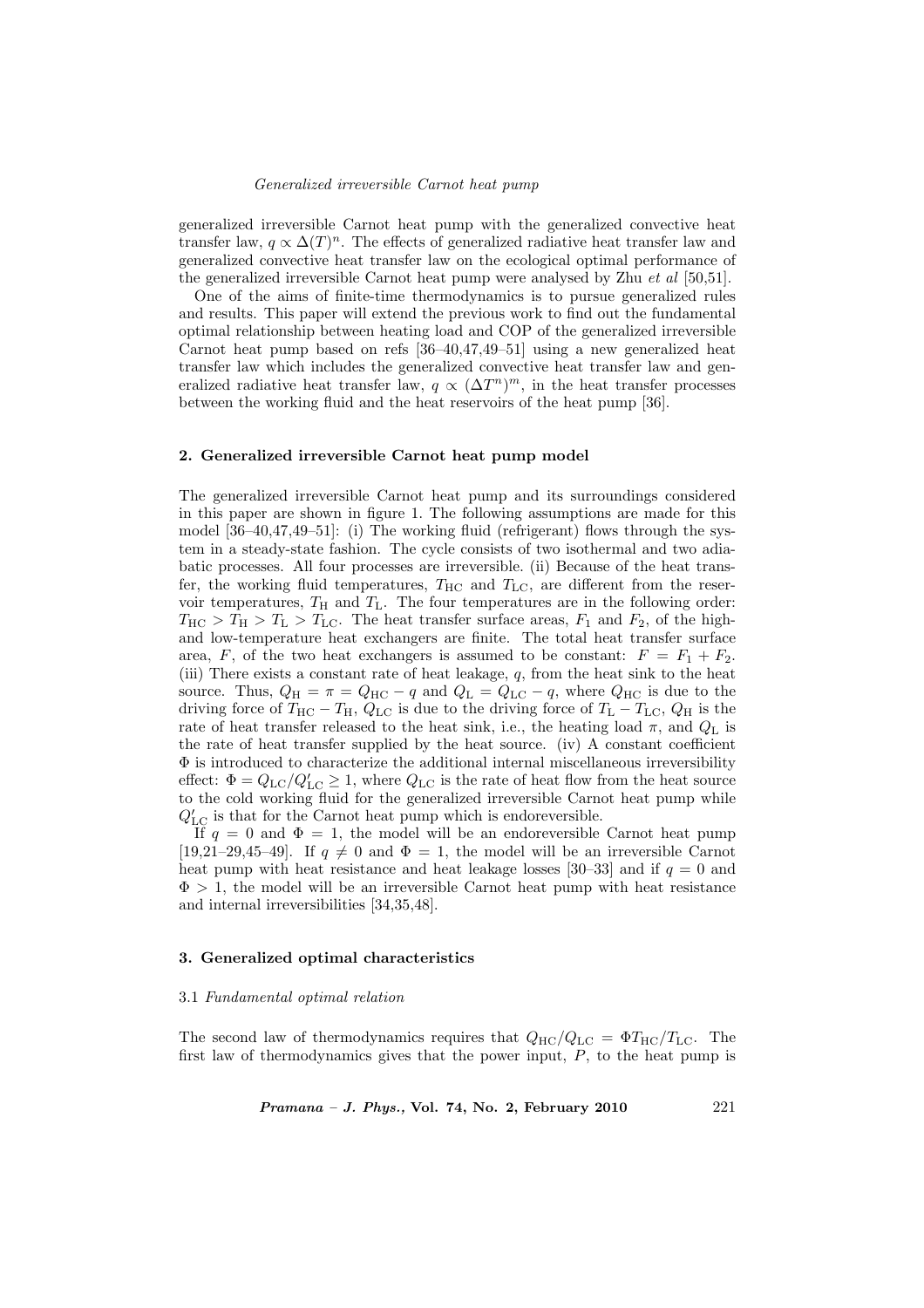generalized irreversible Carnot heat pump with the generalized convective heat transfer law, $q \propto \Delta(T)^n$. The effects of generalized radiative heat transfer law and generalized convective heat transfer law on the ecological optimal performance of the generalized irreversible Carnot heat pump were analysed by Zhu *et al* [50,51].

One of the aims of finite-time thermodynamics is to pursue generalized rules and results. This paper will extend the previous work to find out the fundamental optimal relationship between heating load and COP of the generalized irreversible Carnot heat pump based on refs [36–40,47,49–51] using a new generalized heat transfer law which includes the generalized convective heat transfer law and generalized radiative heat transfer law, $q \propto (\Delta T^n)^m$, in the heat transfer processes between the working fluid and the heat reservoirs of the heat pump [36].

## 2. Generalized irreversible Carnot heat pump model

The generalized irreversible Carnot heat pump and its surroundings considered in this paper are shown in figure 1. The following assumptions are made for this model [36–40,47,49–51]: (i) The working fluid (refrigerant) flows through the system in a steady-state fashion. The cycle consists of two isothermal and two adiabatic processes. All four processes are irreversible. (ii) Because of the heat transfer, the working fluid temperatures, $T_{\rm HC}$ and $T_{\rm LC}$, are different from the reservoir temperatures, $T_{\rm H}$ and $T_{\rm L}$. The four temperatures are in the following order: $T_{\rm HC} > T_{\rm H} > T_{\rm L} > T_{\rm LC}$. The heat transfer surface areas, $F_1$ and $F_2$, of the high- and low-temperature heat exchangers are finite. The total heat transfer surface area, $F$, of the two heat exchangers is assumed to be constant: $F = F_1 + F_2$. (iii) There exists a constant rate of heat leakage, $q$, from the heat sink to the heat source. Thus, $Q_{\rm H} = \pi = Q_{\rm HC} - q$ and $Q_{\rm L} = Q_{\rm LC} - q$, where $Q_{\rm HC}$ is due to the driving force of $T_{\rm HC} - T_{\rm H}$, $Q_{\rm LC}$ is due to the driving force of $T_{\rm L} - T_{\rm LC}$, $Q_{\rm H}$ is the rate of heat transfer released to the heat sink, i.e., the heating load $\pi$, and $Q_{\rm L}$ is the rate of heat transfer supplied by the heat source. (iv) A constant coefficient $\Phi$ is introduced to characterize the additional internal miscellaneous irreversibility effect: $\Phi = Q_{\rm LC}/Q'_{\rm LC} \geq 1$, where $Q_{\rm LC}$ is the rate of heat flow from the heat source to the cold working fluid for the generalized irreversible Carnot heat pump while $Q'_{\rm LC}$ is that for the Carnot heat pump which is endoreversible.

If $q = 0$ and $\Phi = 1$, the model will be an endoreversible Carnot heat pump [19,21–29,45–49]. If $q \neq 0$ and $\Phi = 1$, the model will be an irreversible Carnot heat pump with heat resistance and heat leakage losses [30–33] and if $q = 0$ and $\Phi > 1$, the model will be an irreversible Carnot heat pump with heat resistance and internal irreversibilities [34,35,48].

## 3. Generalized optimal characteristics

### 3.1 *Fundamental optimal relation*

The second law of thermodynamics requires that $Q_{\rm HC}/Q_{\rm LC} = \Phi T_{\rm HC}/T_{\rm LC}$. The first law of thermodynamics gives that the power input, $P$, to the heat pump is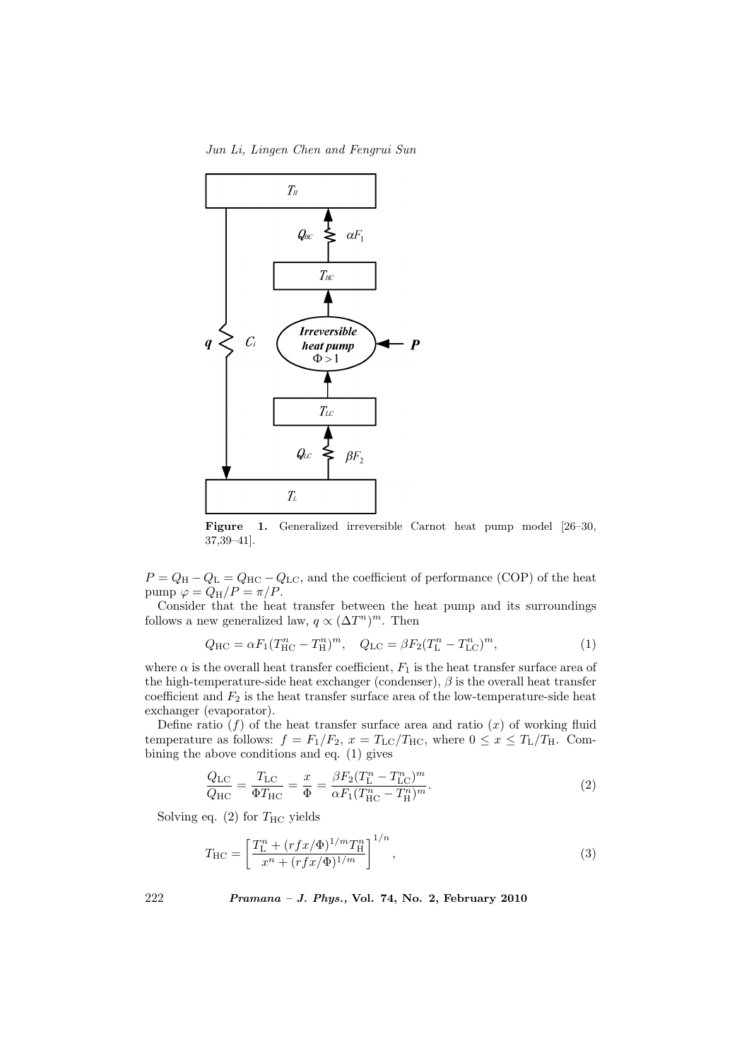**Figure 1.** Generalized irreversible Carnot heat pump model [26–30, 37,39–41].

$P = Q_{\rm H} - Q_{\rm L} = Q_{\rm HC} - Q_{\rm LC}$, and the coefficient of performance (COP) of the heat pump $\varphi = Q_{\rm H}/P = \pi/P$.

Consider that the heat transfer between the heat pump and its surroundings follows a new generalized law, $q \propto (\Delta T^n)^m$. Then

$$Q_{\rm HC} = \alpha F_1 (T_{\rm HC}^n - T_{\rm H}^n)^m, \quad Q_{\rm LC} = \beta F_2 (T_{\rm L}^n - T_{\rm LC}^n)^m, \tag{1}$$

where $\alpha$ is the overall heat transfer coefficient, $F_1$ is the heat transfer surface area of the high-temperature-side heat exchanger (condenser), $\beta$ is the overall heat transfer coefficient and $F_2$ is the heat transfer surface area of the low-temperature-side heat exchanger (evaporator).

Define ratio ($f$) of the heat transfer surface area and ratio ($x$) of working fluid temperature as follows: $f = F_1/F_2$, $x = T_{\rm LC}/T_{\rm HC}$, where $0 \le x \le T_{\rm L}/T_{\rm H}$. Combining the above conditions and eq. (1) gives

$$\frac{Q_{\rm LC}}{Q_{\rm HC}} = \frac{T_{\rm LC}}{\Phi T_{\rm HC}} = \frac{x}{\Phi} = \frac{\beta F_2 (T_{\rm L}^n - T_{\rm LC}^n)^m}{\alpha F_1 (T_{\rm HC}^n - T_{\rm H}^n)^m}. \tag{2}$$

Solving eq. (2) for $T_{\rm HC}$ yields

$$T_{\rm HC} = \left[ \frac{T_{\rm L}^n + (rfx/\Phi)^{1/m} T_{\rm H}^n}{x^n + (rfx/\Phi)^{1/m}} \right]^{1/n}, \tag{3}$$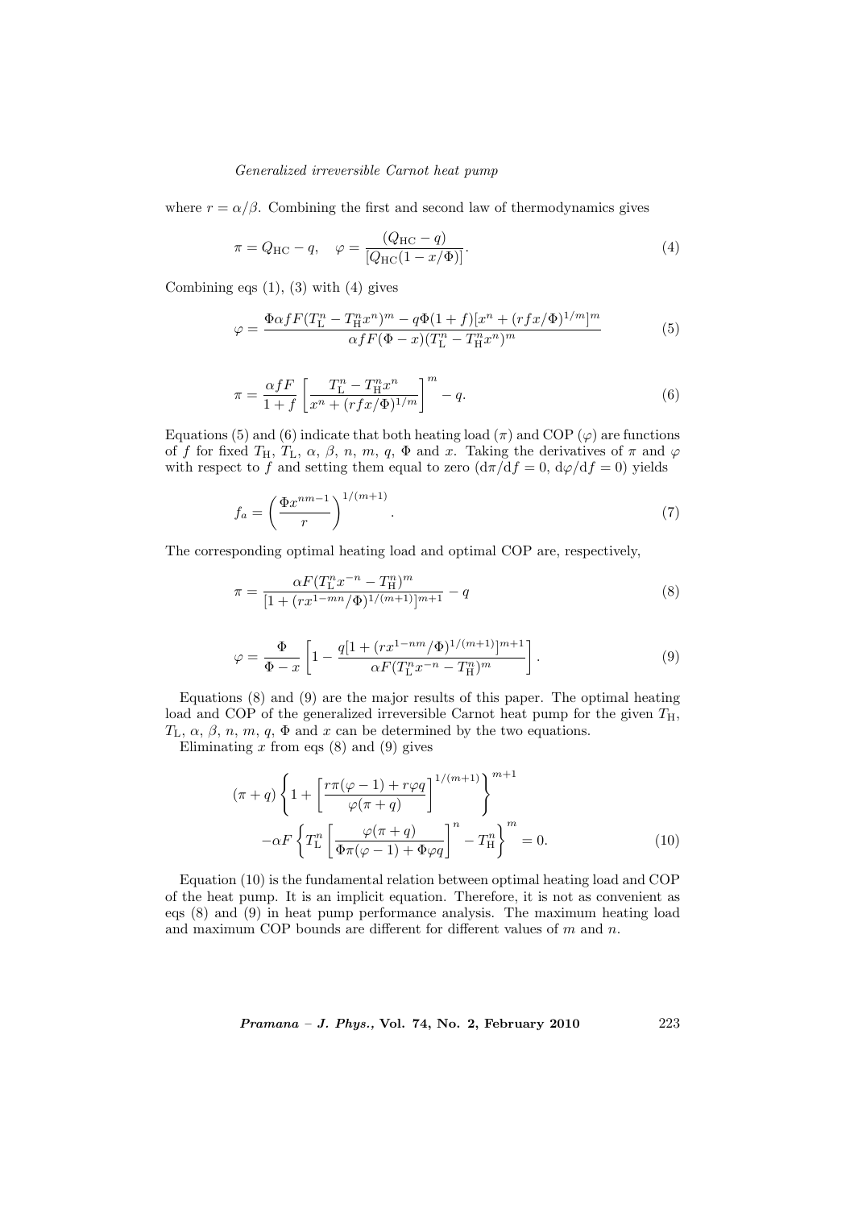where $r = \alpha/\beta$. Combining the first and second law of thermodynamics gives

$$\pi = Q_{\rm HC} - q, \quad \varphi = \frac{(Q_{\rm HC} - q)}{[Q_{\rm HC}(1 - x/\Phi)]}. \tag{4}$$

Combining eqs (1), (3) with (4) gives

$$\varphi = \frac{\Phi \alpha f F (T_{\rm L}^n - T_{\rm H}^n x^n)^m - q\Phi(1+f)[x^n + (rfx/\Phi)^{1/m}]^m}{\alpha f F(\Phi - x)(T_{\rm L}^n - T_{\rm H}^n x^n)^m} \tag{5}$$

$$\pi = \frac{\alpha f F}{1+f}\left[\frac{T_{\rm L}^n - T_{\rm H}^n x^n}{x^n + (rfx/\Phi)^{1/m}}\right]^m - q. \tag{6}$$

Equations (5) and (6) indicate that both heating load ($\pi$) and COP ($\varphi$) are functions of $f$ for fixed $T_{\rm H}$, $T_{\rm L}$, $\alpha$, $\beta$, $n$, $m$, $q$, $\Phi$ and $x$. Taking the derivatives of $\pi$ and $\varphi$ with respect to $f$ and setting them equal to zero ($\mathrm{d}\pi/\mathrm{d}f = 0$, $\mathrm{d}\varphi/\mathrm{d}f = 0$) yields

$$f_a = \left(\frac{\Phi x^{nm-1}}{r}\right)^{1/(m+1)}. \tag{7}$$

The corresponding optimal heating load and optimal COP are, respectively,

$$\pi = \frac{\alpha F(T_{\rm L}^n x^{-n} - T_{\rm H}^n)^m}{[1 + (rx^{1-mn}/\Phi)^{1/(m+1)}]^{m+1}} - q \tag{8}$$

$$\varphi = \frac{\Phi}{\Phi - x}\left[1 - \frac{q[1 + (rx^{1-nm}/\Phi)^{1/(m+1)}]^{m+1}}{\alpha F(T_{\rm L}^n x^{-n} - T_{\rm H}^n)^m}\right]. \tag{9}$$

Equations (8) and (9) are the major results of this paper. The optimal heating load and COP of the generalized irreversible Carnot heat pump for the given $T_{\rm H}$, $T_{\rm L}$, $\alpha$, $\beta$, $n$, $m$, $q$, $\Phi$ and $x$ can be determined by the two equations.

Eliminating $x$ from eqs (8) and (9) gives

$$(\pi + q)\left\{1 + \left[\frac{r\pi(\varphi - 1) + r\varphi q}{\varphi(\pi + q)}\right]^{1/(m+1)}\right\}^{m+1} - \alpha F\left\{T_{\rm L}^n\left[\frac{\varphi(\pi + q)}{\Phi\pi(\varphi - 1) + \Phi\varphi q}\right]^n - T_{\rm H}^n\right\}^m = 0. \tag{10}$$

Equation (10) is the fundamental relation between optimal heating load and COP of the heat pump. It is an implicit equation. Therefore, it is not as convenient as eqs (8) and (9) in heat pump performance analysis. The maximum heating load and maximum COP bounds are different for different values of $m$ and $n$.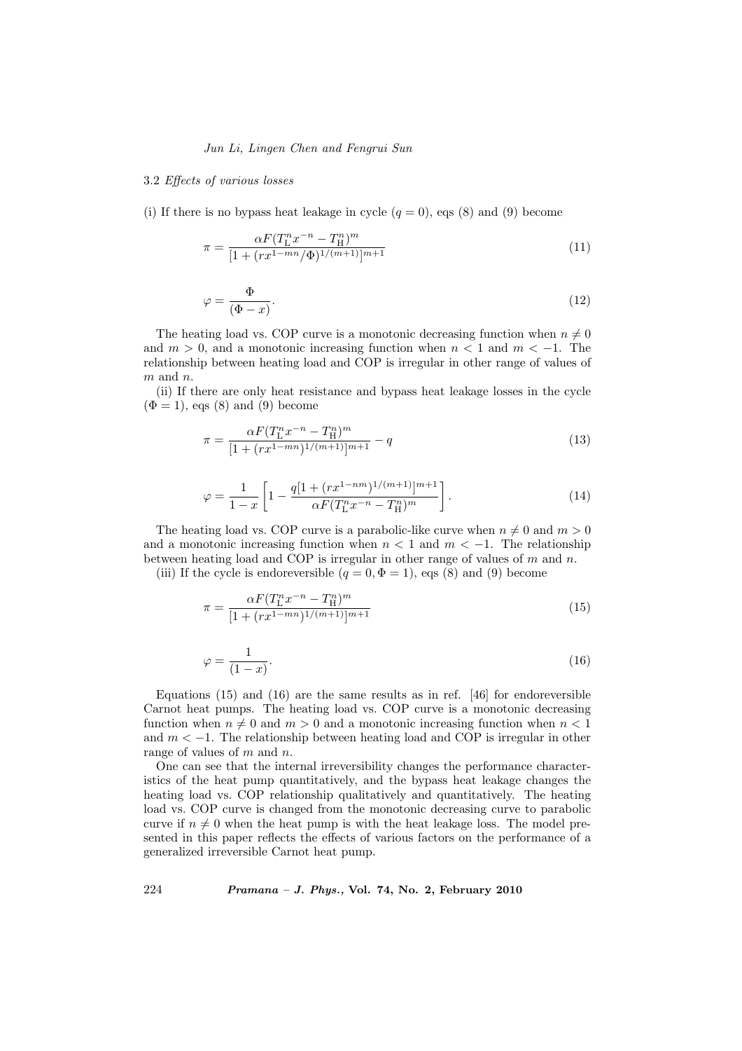### 3.2 *Effects of various losses*

(i) If there is no bypass heat leakage in cycle ($q = 0$), eqs (8) and (9) become

$$\pi = \frac{\alpha F(T_{\mathrm{L}}^{n} x^{-n} - T_{\mathrm{H}}^{n})^{m}}{[1 + (r x^{1-mn}/\Phi)^{1/(m+1)}]^{m+1}} \tag{11}$$

$$\varphi = \frac{\Phi}{(\Phi - x)}. \tag{12}$$

The heating load vs. COP curve is a monotonic decreasing function when $n \neq 0$ and $m > 0$, and a monotonic increasing function when $n < 1$ and $m < -1$. The relationship between heating load and COP is irregular in other range of values of $m$ and $n$.

(ii) If there are only heat resistance and bypass heat leakage losses in the cycle ($\Phi = 1$), eqs (8) and (9) become

$$\pi = \frac{\alpha F(T_{\mathrm{L}}^{n} x^{-n} - T_{\mathrm{H}}^{n})^{m}}{[1 + (r x^{1-mn})^{1/(m+1)}]^{m+1}} - q \tag{13}$$

$$\varphi = \frac{1}{1 - x}\left[1 - \frac{q[1 + (r x^{1-nm})^{1/(m+1)}]^{m+1}}{\alpha F(T_{\mathrm{L}}^{n} x^{-n} - T_{\mathrm{H}}^{n})^{m}}\right]. \tag{14}$$

The heating load vs. COP curve is a parabolic-like curve when $n \neq 0$ and $m > 0$ and a monotonic increasing function when $n < 1$ and $m < -1$. The relationship between heating load and COP is irregular in other range of values of $m$ and $n$.

(iii) If the cycle is endoreversible ($q = 0, \Phi = 1$), eqs (8) and (9) become

$$\pi = \frac{\alpha F(T_{\mathrm{L}}^{n} x^{-n} - T_{\mathrm{H}}^{n})^{m}}{[1 + (r x^{1-mn})^{1/(m+1)}]^{m+1}} \tag{15}$$

$$\varphi = \frac{1}{(1 - x)}. \tag{16}$$

Equations (15) and (16) are the same results as in ref. [46] for endoreversible Carnot heat pumps. The heating load vs. COP curve is a monotonic decreasing function when $n \neq 0$ and $m > 0$ and a monotonic increasing function when $n < 1$ and $m < -1$. The relationship between heating load and COP is irregular in other range of values of $m$ and $n$.

One can see that the internal irreversibility changes the performance characteristics of the heat pump quantitatively, and the bypass heat leakage changes the heating load vs. COP relationship qualitatively and quantitatively. The heating load vs. COP curve is changed from the monotonic decreasing curve to parabolic curve if $n \neq 0$ when the heat pump is with the heat leakage loss. The model presented in this paper reflects the effects of various factors on the performance of a generalized irreversible Carnot heat pump.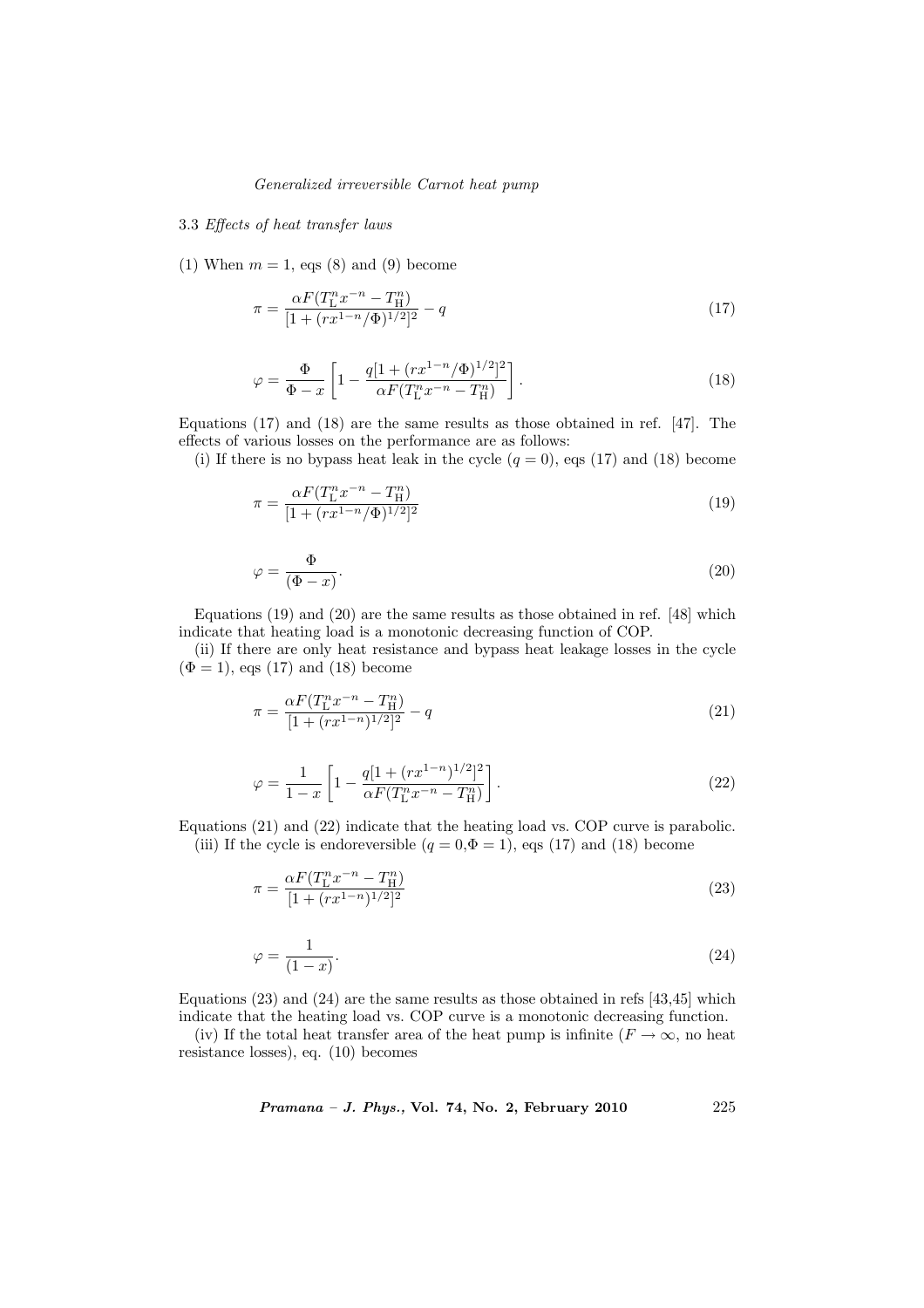### 3.3 *Effects of heat transfer laws*

(1) When $m = 1$, eqs (8) and (9) become

$$\pi = \frac{\alpha F(T_{\rm L}^n x^{-n} - T_{\rm H}^n)}{[1 + (rx^{1-n}/\Phi)^{1/2}]^2} - q \tag{17}$$

$$\varphi = \frac{\Phi}{\Phi - x}\left[1 - \frac{q[1 + (rx^{1-n}/\Phi)^{1/2}]^2}{\alpha F(T_{\rm L}^n x^{-n} - T_{\rm H}^n)}\right]. \tag{18}$$

Equations (17) and (18) are the same results as those obtained in ref. [47]. The effects of various losses on the performance are as follows:

(i) If there is no bypass heat leak in the cycle ($q = 0$), eqs (17) and (18) become

$$\pi = \frac{\alpha F(T_{\rm L}^n x^{-n} - T_{\rm H}^n)}{[1 + (rx^{1-n}/\Phi)^{1/2}]^2} \tag{19}$$

$$\varphi = \frac{\Phi}{(\Phi - x)}. \tag{20}$$

Equations (19) and (20) are the same results as those obtained in ref. [48] which indicate that heating load is a monotonic decreasing function of COP.

(ii) If there are only heat resistance and bypass heat leakage losses in the cycle ($\Phi = 1$), eqs (17) and (18) become

$$\pi = \frac{\alpha F(T_{\rm L}^n x^{-n} - T_{\rm H}^n)}{[1 + (rx^{1-n})^{1/2}]^2} - q \tag{21}$$

$$\varphi = \frac{1}{1 - x}\left[1 - \frac{q[1 + (rx^{1-n})^{1/2}]^2}{\alpha F(T_{\rm L}^n x^{-n} - T_{\rm H}^n)}\right]. \tag{22}$$

Equations (21) and (22) indicate that the heating load vs. COP curve is parabolic.

(iii) If the cycle is endoreversible ($q = 0, \Phi = 1$), eqs (17) and (18) become

$$\pi = \frac{\alpha F(T_{\rm L}^n x^{-n} - T_{\rm H}^n)}{[1 + (rx^{1-n})^{1/2}]^2} \tag{23}$$

$$\varphi = \frac{1}{(1 - x)}. \tag{24}$$

Equations (23) and (24) are the same results as those obtained in refs [43,45] which indicate that the heating load vs. COP curve is a monotonic decreasing function.

(iv) If the total heat transfer area of the heat pump is infinite ($F \to \infty$, no heat resistance losses), eq. (10) becomes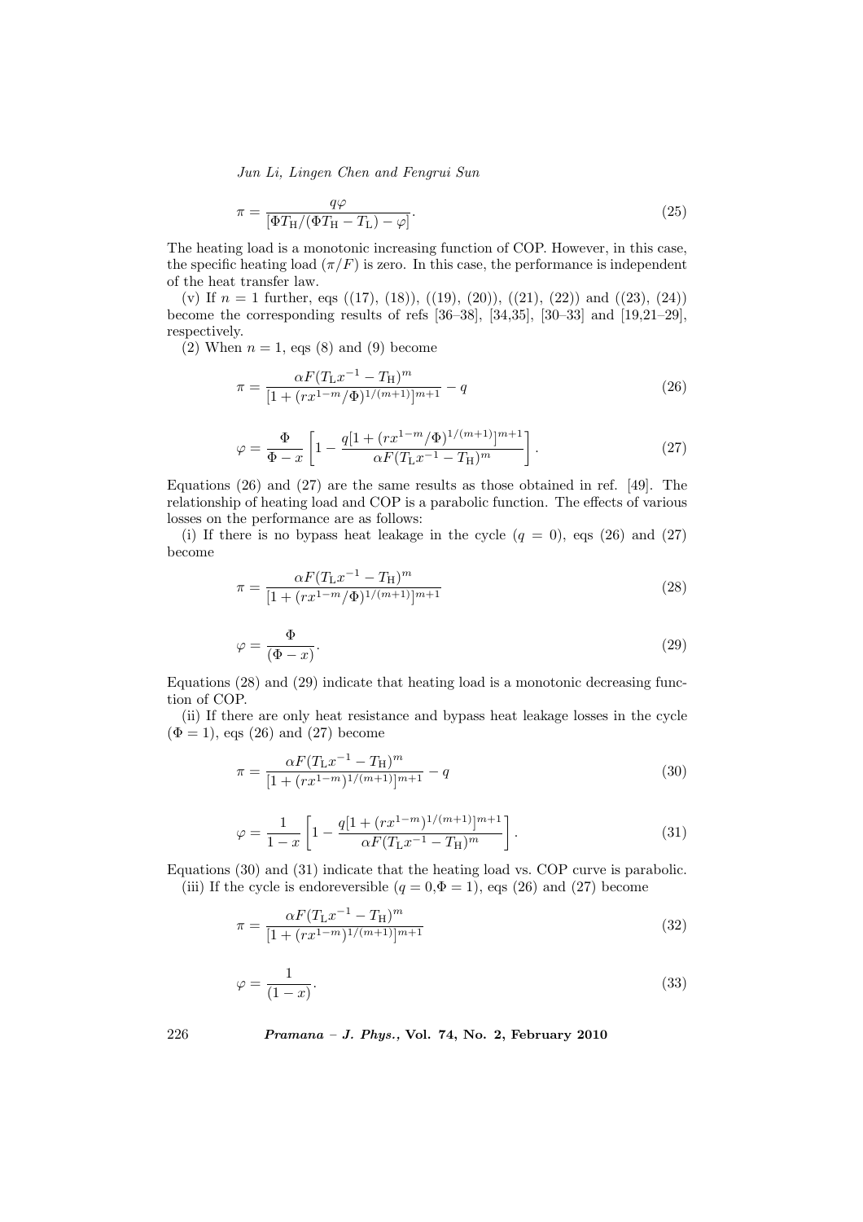$$\pi = \frac{q\varphi}{[\Phi T_{\mathrm{H}}/(\Phi T_{\mathrm{H}} - T_{\mathrm{L}}) - \varphi]}. \tag{25}$$

The heating load is a monotonic increasing function of COP. However, in this case, the specific heating load ($\pi/F$) is zero. In this case, the performance is independent of the heat transfer law.

(v) If $n = 1$ further, eqs ((17), (18)), ((19), (20)), ((21), (22)) and ((23), (24)) become the corresponding results of refs [36–38], [34,35], [30–33] and [19,21–29], respectively.

(2) When $n = 1$, eqs (8) and (9) become

$$\pi = \frac{\alpha F(T_{\mathrm{L}}x^{-1} - T_{\mathrm{H}})^m}{[1 + (rx^{1-m}/\Phi)^{1/(m+1)}]^{m+1}} - q \tag{26}$$

$$\varphi = \frac{\Phi}{\Phi - x}\left[1 - \frac{q[1 + (rx^{1-m}/\Phi)^{1/(m+1)}]^{m+1}}{\alpha F(T_{\mathrm{L}}x^{-1} - T_{\mathrm{H}})^m}\right]. \tag{27}$$

Equations (26) and (27) are the same results as those obtained in ref. [49]. The relationship of heating load and COP is a parabolic function. The effects of various losses on the performance are as follows:

(i) If there is no bypass heat leakage in the cycle ($q = 0$), eqs (26) and (27) become

$$\pi = \frac{\alpha F(T_{\mathrm{L}}x^{-1} - T_{\mathrm{H}})^m}{[1 + (rx^{1-m}/\Phi)^{1/(m+1)}]^{m+1}} \tag{28}$$

$$\varphi = \frac{\Phi}{(\Phi - x)}. \tag{29}$$

Equations (28) and (29) indicate that heating load is a monotonic decreasing function of COP.

(ii) If there are only heat resistance and bypass heat leakage losses in the cycle ($\Phi = 1$), eqs (26) and (27) become

$$\pi = \frac{\alpha F(T_{\mathrm{L}}x^{-1} - T_{\mathrm{H}})^m}{[1 + (rx^{1-m})^{1/(m+1)}]^{m+1}} - q \tag{30}$$

$$\varphi = \frac{1}{1 - x}\left[1 - \frac{q[1 + (rx^{1-m})^{1/(m+1)}]^{m+1}}{\alpha F(T_{\mathrm{L}}x^{-1} - T_{\mathrm{H}})^m}\right]. \tag{31}$$

Equations (30) and (31) indicate that the heating load vs. COP curve is parabolic.

(iii) If the cycle is endoreversible ($q = 0, \Phi = 1$), eqs (26) and (27) become

$$\pi = \frac{\alpha F(T_{\mathrm{L}}x^{-1} - T_{\mathrm{H}})^m}{[1 + (rx^{1-m})^{1/(m+1)}]^{m+1}} \tag{32}$$

$$\varphi = \frac{1}{(1 - x)}. \tag{33}$$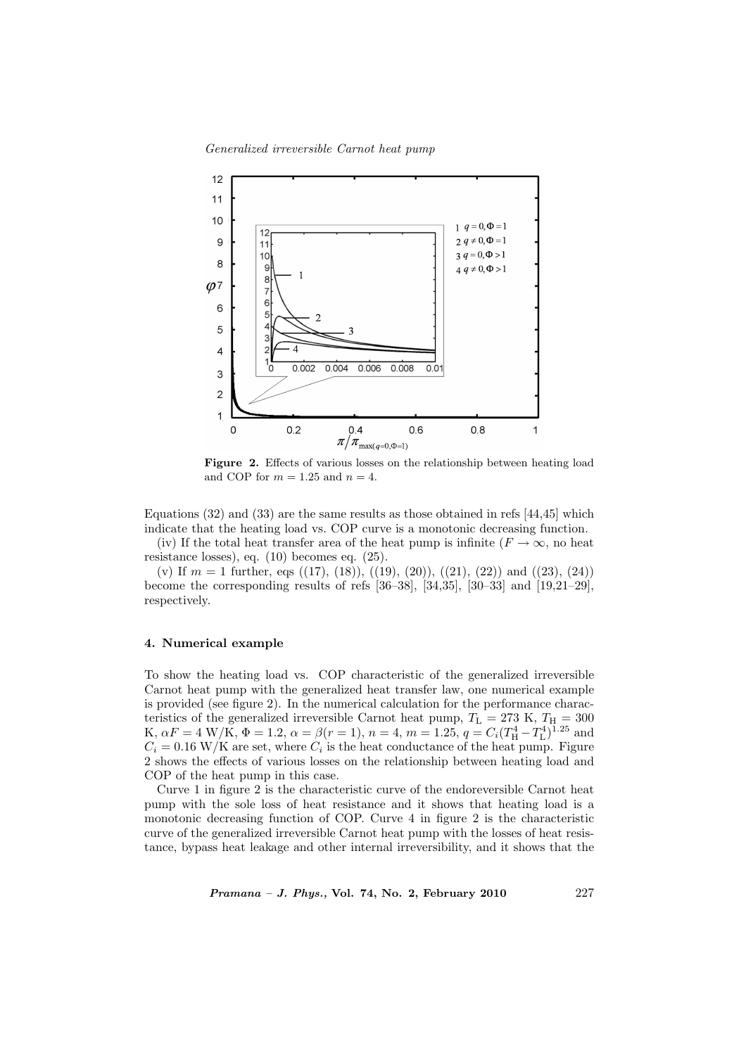**Figure 2.** Effects of various losses on the relationship between heating load and COP for $m = 1.25$ and $n = 4$.

Equations (32) and (33) are the same results as those obtained in refs [44,45] which indicate that the heating load vs. COP curve is a monotonic decreasing function.

(iv) If the total heat transfer area of the heat pump is infinite ($F \to \infty$, no heat resistance losses), eq. (10) becomes eq. (25).

(v) If $m = 1$ further, eqs ((17), (18)), ((19), (20)), ((21), (22)) and ((23), (24)) become the corresponding results of refs [36–38], [34,35], [30–33] and [19,21–29], respectively.

## 4. Numerical example

To show the heating load vs. COP characteristic of the generalized irreversible Carnot heat pump with the generalized heat transfer law, one numerical example is provided (see figure 2). In the numerical calculation for the performance characteristics of the generalized irreversible Carnot heat pump, $T_{\mathrm{L}} = 273$ K, $T_{\mathrm{H}} = 300$ K, $\alpha F = 4$ W/K, $\Phi = 1.2$, $\alpha = \beta (r = 1)$, $n = 4$, $m = 1.25$, $q = C_i (T_{\mathrm{H}}^4 - T_{\mathrm{L}}^4)^{1.25}$ and $C_i = 0.16$ W/K are set, where $C_i$ is the heat conductance of the heat pump. Figure 2 shows the effects of various losses on the relationship between heating load and COP of the heat pump in this case.

Curve 1 in figure 2 is the characteristic curve of the endoreversible Carnot heat pump with the sole loss of heat resistance and it shows that heating load is a monotonic decreasing function of COP. Curve 4 in figure 2 is the characteristic curve of the generalized irreversible Carnot heat pump with the losses of heat resistance, bypass heat leakage and other internal irreversibility, and it shows that the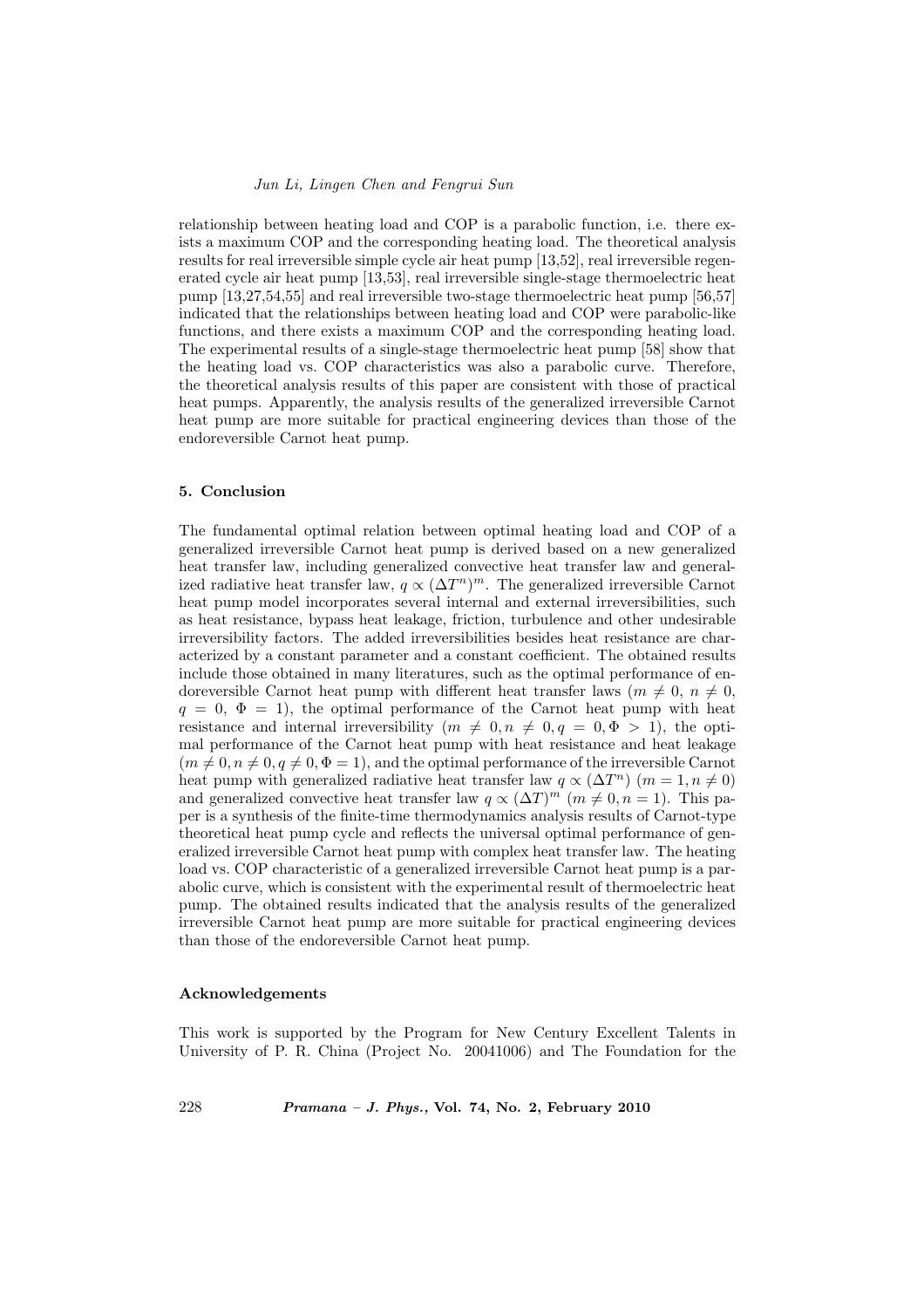relationship between heating load and COP is a parabolic function, i.e. there exists a maximum COP and the corresponding heating load. The theoretical analysis results for real irreversible simple cycle air heat pump [13,52], real irreversible regenerated cycle air heat pump [13,53], real irreversible single-stage thermoelectric heat pump [13,27,54,55] and real irreversible two-stage thermoelectric heat pump [56,57] indicated that the relationships between heating load and COP were parabolic-like functions, and there exists a maximum COP and the corresponding heating load. The experimental results of a single-stage thermoelectric heat pump [58] show that the heating load vs. COP characteristics was also a parabolic curve. Therefore, the theoretical analysis results of this paper are consistent with those of practical heat pumps. Apparently, the analysis results of the generalized irreversible Carnot heat pump are more suitable for practical engineering devices than those of the endoreversible Carnot heat pump.

## 5. Conclusion

The fundamental optimal relation between optimal heating load and COP of a generalized irreversible Carnot heat pump is derived based on a new generalized heat transfer law, including generalized convective heat transfer law and generalized radiative heat transfer law, $q \propto (\Delta T^n)^m$. The generalized irreversible Carnot heat pump model incorporates several internal and external irreversibilities, such as heat resistance, bypass heat leakage, friction, turbulence and other undesirable irreversibility factors. The added irreversibilities besides heat resistance are characterized by a constant parameter and a constant coefficient. The obtained results include those obtained in many literatures, such as the optimal performance of endoreversible Carnot heat pump with different heat transfer laws ($m \neq 0$, $n \neq 0$, $q = 0$, $\Phi = 1$), the optimal performance of the Carnot heat pump with heat resistance and internal irreversibility ($m \neq 0, n \neq 0, q = 0, \Phi > 1$), the optimal performance of the Carnot heat pump with heat resistance and heat leakage ($m \neq 0, n \neq 0, q \neq 0, \Phi = 1$), and the optimal performance of the irreversible Carnot heat pump with generalized radiative heat transfer law $q \propto (\Delta T^n)$ ($m = 1, n \neq 0$) and generalized convective heat transfer law $q \propto (\Delta T)^m$ ($m \neq 0, n = 1$). This paper is a synthesis of the finite-time thermodynamics analysis results of Carnot-type theoretical heat pump cycle and reflects the universal optimal performance of generalized irreversible Carnot heat pump with complex heat transfer law. The heating load vs. COP characteristic of a generalized irreversible Carnot heat pump is a parabolic curve, which is consistent with the experimental result of thermoelectric heat pump. The obtained results indicated that the analysis results of the generalized irreversible Carnot heat pump are more suitable for practical engineering devices than those of the endoreversible Carnot heat pump.

### Acknowledgements

This work is supported by the Program for New Century Excellent Talents in University of P. R. China (Project No. 20041006) and The Foundation for the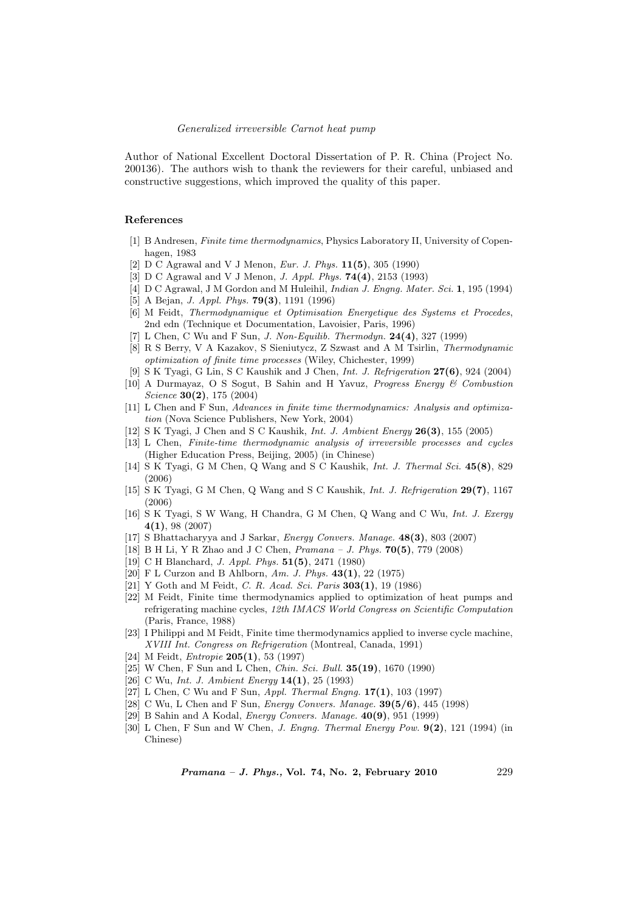Author of National Excellent Doctoral Dissertation of P. R. China (Project No. 200136). The authors wish to thank the reviewers for their careful, unbiased and constructive suggestions, which improved the quality of this paper.

## References

[1] B Andresen, *Finite time thermodynamics*, Physics Laboratory II, University of Copenhagen, 1983

[2] D C Agrawal and V J Menon, *Eur. J. Phys.* **11(5)**, 305 (1990)

[3] D C Agrawal and V J Menon, *J. Appl. Phys.* **74(4)**, 2153 (1993)

[4] D C Agrawal, J M Gordon and M Huleihil, *Indian J. Engng. Mater. Sci.* **1**, 195 (1994)

[5] A Bejan, *J. Appl. Phys.* **79(3)**, 1191 (1996)

[6] M Feidt, *Thermodynamique et Optimisation Energetique des Systems et Procedes*, 2nd edn (Technique et Documentation, Lavoisier, Paris, 1996)

[7] L Chen, C Wu and F Sun, *J. Non-Equilib. Thermodyn.* **24(4)**, 327 (1999)

[8] R S Berry, V A Kazakov, S Sieniutycz, Z Szwast and A M Tsirlin, *Thermodynamic optimization of finite time processes* (Wiley, Chichester, 1999)

[9] S K Tyagi, G Lin, S C Kaushik and J Chen, *Int. J. Refrigeration* **27(6)**, 924 (2004)

[10] A Durmayaz, O S Sogut, B Sahin and H Yavuz, *Progress Energy & Combustion Science* **30(2)**, 175 (2004)

[11] L Chen and F Sun, *Advances in finite time thermodynamics: Analysis and optimization* (Nova Science Publishers, New York, 2004)

[12] S K Tyagi, J Chen and S C Kaushik, *Int. J. Ambient Energy* **26(3)**, 155 (2005)

[13] L Chen, *Finite-time thermodynamic analysis of irreversible processes and cycles* (Higher Education Press, Beijing, 2005) (in Chinese)

[14] S K Tyagi, G M Chen, Q Wang and S C Kaushik, *Int. J. Thermal Sci.* **45(8)**, 829 (2006)

[15] S K Tyagi, G M Chen, Q Wang and S C Kaushik, *Int. J. Refrigeration* **29(7)**, 1167 (2006)

[16] S K Tyagi, S W Wang, H Chandra, G M Chen, Q Wang and C Wu, *Int. J. Exergy* **4(1)**, 98 (2007)

[17] S Bhattacharyya and J Sarkar, *Energy Convers. Manage.* **48(3)**, 803 (2007)

[18] B H Li, Y R Zhao and J C Chen, *Pramana – J. Phys.* **70(5)**, 779 (2008)

[19] C H Blanchard, *J. Appl. Phys.* **51(5)**, 2471 (1980)

[20] F L Curzon and B Ahlborn, *Am. J. Phys.* **43(1)**, 22 (1975)

[21] Y Goth and M Feidt, *C. R. Acad. Sci. Paris* **303(1)**, 19 (1986)

[22] M Feidt, Finite time thermodynamics applied to optimization of heat pumps and refrigerating machine cycles, *12th IMACS World Congress on Scientific Computation* (Paris, France, 1988)

[23] I Philippi and M Feidt, Finite time thermodynamics applied to inverse cycle machine, *XVIII Int. Congress on Refrigeration* (Montreal, Canada, 1991)

[24] M Feidt, *Entropie* **205(1)**, 53 (1997)

[25] W Chen, F Sun and L Chen, *Chin. Sci. Bull.* **35(19)**, 1670 (1990)

[26] C Wu, *Int. J. Ambient Energy* **14(1)**, 25 (1993)

[27] L Chen, C Wu and F Sun, *Appl. Thermal Engng.* **17(1)**, 103 (1997)

[28] C Wu, L Chen and F Sun, *Energy Convers. Manage.* **39(5/6)**, 445 (1998)

[29] B Sahin and A Kodal, *Energy Convers. Manage.* **40(9)**, 951 (1999)

[30] L Chen, F Sun and W Chen, *J. Engng. Thermal Energy Pow.* **9(2)**, 121 (1994) (in Chinese)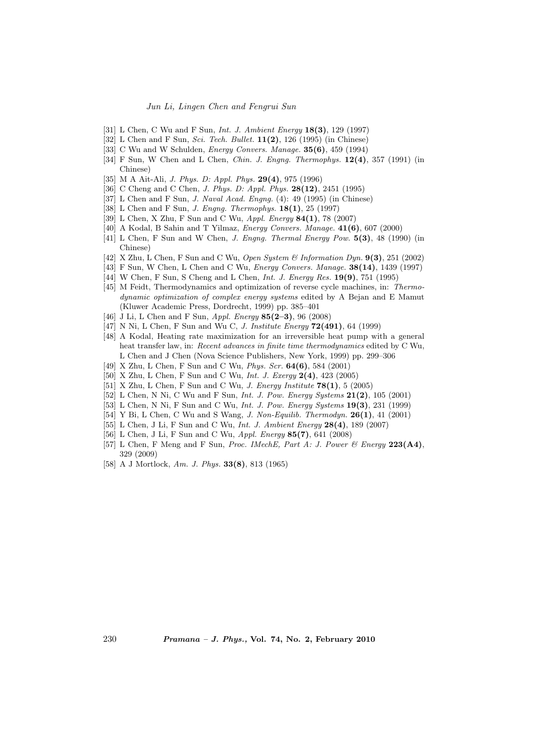[31] L Chen, C Wu and F Sun, *Int. J. Ambient Energy* **18(3)**, 129 (1997)

[32] L Chen and F Sun, *Sci. Tech. Bullet.* **11(2)**, 126 (1995) (in Chinese)

[33] C Wu and W Schulden, *Energy Convers. Manage.* **35(6)**, 459 (1994)

[34] F Sun, W Chen and L Chen, *Chin. J. Engng. Thermophys.* **12(4)**, 357 (1991) (in Chinese)

[35] M A Ait-Ali, *J. Phys. D: Appl. Phys.* **29(4)**, 975 (1996)

[36] C Cheng and C Chen, *J. Phys. D: Appl. Phys.* **28(12)**, 2451 (1995)

[37] L Chen and F Sun, *J. Naval Acad. Engng.* (4): 49 (1995) (in Chinese)

[38] L Chen and F Sun, *J. Engng. Thermophys.* **18(1)**, 25 (1997)

[39] L Chen, X Zhu, F Sun and C Wu, *Appl. Energy* **84(1)**, 78 (2007)

[40] A Kodal, B Sahin and T Yilmaz, *Energy Convers. Manage.* **41(6)**, 607 (2000)

[41] L Chen, F Sun and W Chen, *J. Engng. Thermal Energy Pow.* **5(3)**, 48 (1990) (in Chinese)

[42] X Zhu, L Chen, F Sun and C Wu, *Open System & Information Dyn.* **9(3)**, 251 (2002)

[43] F Sun, W Chen, L Chen and C Wu, *Energy Convers. Manage.* **38(14)**, 1439 (1997)

[44] W Chen, F Sun, S Cheng and L Chen, *Int. J. Energy Res.* **19(9)**, 751 (1995)

[45] M Feidt, Thermodynamics and optimization of reverse cycle machines, in: *Thermodynamic optimization of complex energy systems* edited by A Bejan and E Mamut (Kluwer Academic Press, Dordrecht, 1999) pp. 385–401

[46] J Li, L Chen and F Sun, *Appl. Energy* **85(2–3)**, 96 (2008)

[47] N Ni, L Chen, F Sun and Wu C, *J. Institute Energy* **72(491)**, 64 (1999)

[48] A Kodal, Heating rate maximization for an irreversible heat pump with a general heat transfer law, in: *Recent advances in finite time thermodynamics* edited by C Wu, L Chen and J Chen (Nova Science Publishers, New York, 1999) pp. 299–306

[49] X Zhu, L Chen, F Sun and C Wu, *Phys. Scr.* **64(6)**, 584 (2001)

[50] X Zhu, L Chen, F Sun and C Wu, *Int. J. Exergy* **2(4)**, 423 (2005)

[51] X Zhu, L Chen, F Sun and C Wu, *J. Energy Institute* **78(1)**, 5 (2005)

[52] L Chen, N Ni, C Wu and F Sun, *Int. J. Pow. Energy Systems* **21(2)**, 105 (2001)

[53] L Chen, N Ni, F Sun and C Wu, *Int. J. Pow. Energy Systems* **19(3)**, 231 (1999)

[54] Y Bi, L Chen, C Wu and S Wang, *J. Non-Equilib. Thermodyn.* **26(1)**, 41 (2001)

[55] L Chen, J Li, F Sun and C Wu, *Int. J. Ambient Energy* **28(4)**, 189 (2007)

[56] L Chen, J Li, F Sun and C Wu, *Appl. Energy* **85(7)**, 641 (2008)

[57] L Chen, F Meng and F Sun, *Proc. IMechE, Part A: J. Power & Energy* **223(A4)**, 329 (2009)

[58] A J Mortlock, *Am. J. Phys.* **33(8)**, 813 (1965)